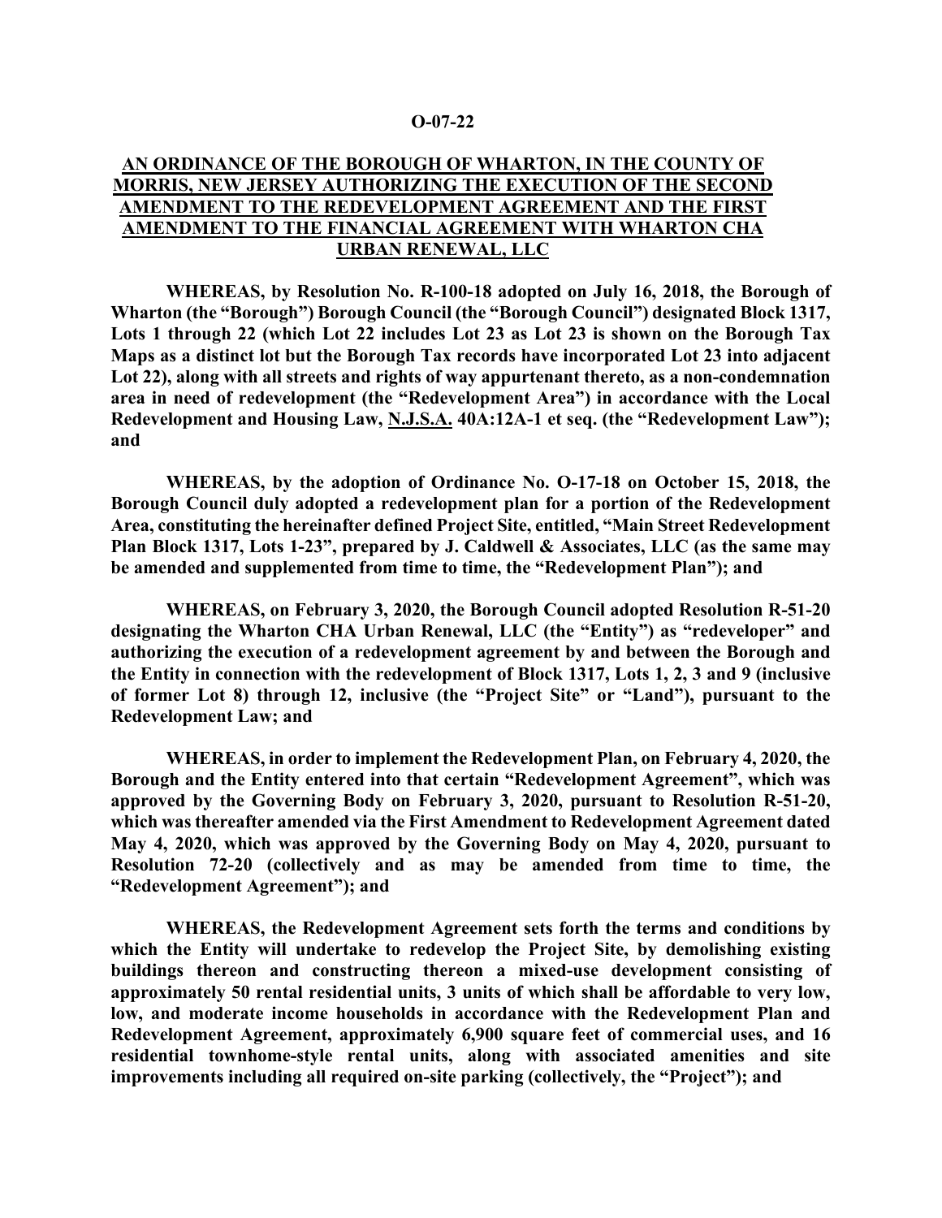**O-07-22**

**AN ORDINANCE OF THE BOROUGH OF WHARTON, IN THE COUNTY OF MORRIS, NEW JERSEY AUTHORIZING THE EXECUTION OF THE SECOND AMENDMENT TO THE REDEVELOPMENT AGREEMENT AND THE FIRST AMENDMENT TO THE FINANCIAL AGREEMENT WITH WHARTON CHA URBAN RENEWAL, LLC**

**WHEREAS, by Resolution No. R-100-18 adopted on July 16, 2018, the Borough of Wharton (the "Borough") Borough Council (the "Borough Council") designated Block 1317, Lots 1 through 22 (which Lot 22 includes Lot 23 as Lot 23 is shown on the Borough Tax Maps as a distinct lot but the Borough Tax records have incorporated Lot 23 into adjacent Lot 22), along with all streets and rights of way appurtenant thereto, as a non-condemnation area in need of redevelopment (the "Redevelopment Area") in accordance with the Local Redevelopment and Housing Law, N.J.S.A. 40A:12A-1 et seq. (the "Redevelopment Law"); and**

**WHEREAS, by the adoption of Ordinance No. O-17-18 on October 15, 2018, the Borough Council duly adopted a redevelopment plan for a portion of the Redevelopment Area, constituting the hereinafter defined Project Site, entitled, "Main Street Redevelopment Plan Block 1317, Lots 1-23", prepared by J. Caldwell & Associates, LLC (as the same may be amended and supplemented from time to time, the "Redevelopment Plan"); and**

**WHEREAS, on February 3, 2020, the Borough Council adopted Resolution R-51-20 designating the Wharton CHA Urban Renewal, LLC (the "Entity") as "redeveloper" and authorizing the execution of a redevelopment agreement by and between the Borough and the Entity in connection with the redevelopment of Block 1317, Lots 1, 2, 3 and 9 (inclusive of former Lot 8) through 12, inclusive (the "Project Site" or "Land"), pursuant to the Redevelopment Law; and**

**WHEREAS, in order to implement the Redevelopment Plan, on February 4, 2020, the Borough and the Entity entered into that certain "Redevelopment Agreement", which was approved by the Governing Body on February 3, 2020, pursuant to Resolution R-51-20, which was thereafter amended via the First Amendment to Redevelopment Agreement dated May 4, 2020, which was approved by the Governing Body on May 4, 2020, pursuant to Resolution 72-20 (collectively and as may be amended from time to time, the "Redevelopment Agreement"); and**

**WHEREAS, the Redevelopment Agreement sets forth the terms and conditions by which the Entity will undertake to redevelop the Project Site, by demolishing existing buildings thereon and constructing thereon a mixed-use development consisting of approximately 50 rental residential units, 3 units of which shall be affordable to very low, low, and moderate income households in accordance with the Redevelopment Plan and Redevelopment Agreement, approximately 6,900 square feet of commercial uses, and 16 residential townhome-style rental units, along with associated amenities and site improvements including all required on-site parking (collectively, the "Project"); and**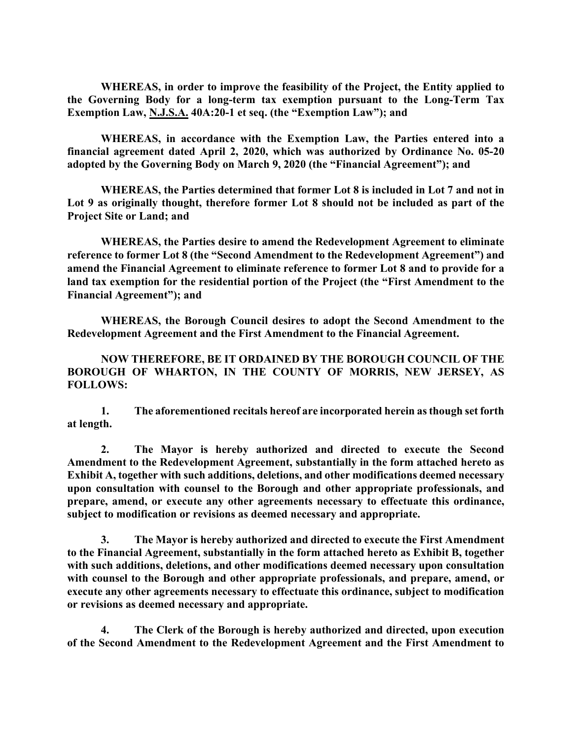**WHEREAS, in order to improve the feasibility of the Project, the Entity applied to the Governing Body for a long-term tax exemption pursuant to the Long-Term Tax Exemption Law, N.J.S.A. 40A:20-1 et seq. (the "Exemption Law"); and**

**WHEREAS, in accordance with the Exemption Law, the Parties entered into a financial agreement dated April 2, 2020, which was authorized by Ordinance No. 05-20 adopted by the Governing Body on March 9, 2020 (the "Financial Agreement"); and**

**WHEREAS, the Parties determined that former Lot 8 is included in Lot 7 and not in Lot 9 as originally thought, therefore former Lot 8 should not be included as part of the Project Site or Land; and**

**WHEREAS, the Parties desire to amend the Redevelopment Agreement to eliminate reference to former Lot 8 (the "Second Amendment to the Redevelopment Agreement") and amend the Financial Agreement to eliminate reference to former Lot 8 and to provide for a land tax exemption for the residential portion of the Project (the "First Amendment to the Financial Agreement"); and**

**WHEREAS, the Borough Council desires to adopt the Second Amendment to the Redevelopment Agreement and the First Amendment to the Financial Agreement.**

**NOW THEREFORE, BE IT ORDAINED BY THE BOROUGH COUNCIL OF THE BOROUGH OF WHARTON, IN THE COUNTY OF MORRIS, NEW JERSEY, AS FOLLOWS:**

**1. The aforementioned recitals hereof are incorporated herein as though set forth at length.**

**2. The Mayor is hereby authorized and directed to execute the Second Amendment to the Redevelopment Agreement, substantially in the form attached hereto as Exhibit A, together with such additions, deletions, and other modifications deemed necessary upon consultation with counsel to the Borough and other appropriate professionals, and prepare, amend, or execute any other agreements necessary to effectuate this ordinance, subject to modification or revisions as deemed necessary and appropriate.**

**3. The Mayor is hereby authorized and directed to execute the First Amendment to the Financial Agreement, substantially in the form attached hereto as Exhibit B, together with such additions, deletions, and other modifications deemed necessary upon consultation with counsel to the Borough and other appropriate professionals, and prepare, amend, or execute any other agreements necessary to effectuate this ordinance, subject to modification or revisions as deemed necessary and appropriate.**

**4. The Clerk of the Borough is hereby authorized and directed, upon execution of the Second Amendment to the Redevelopment Agreement and the First Amendment to**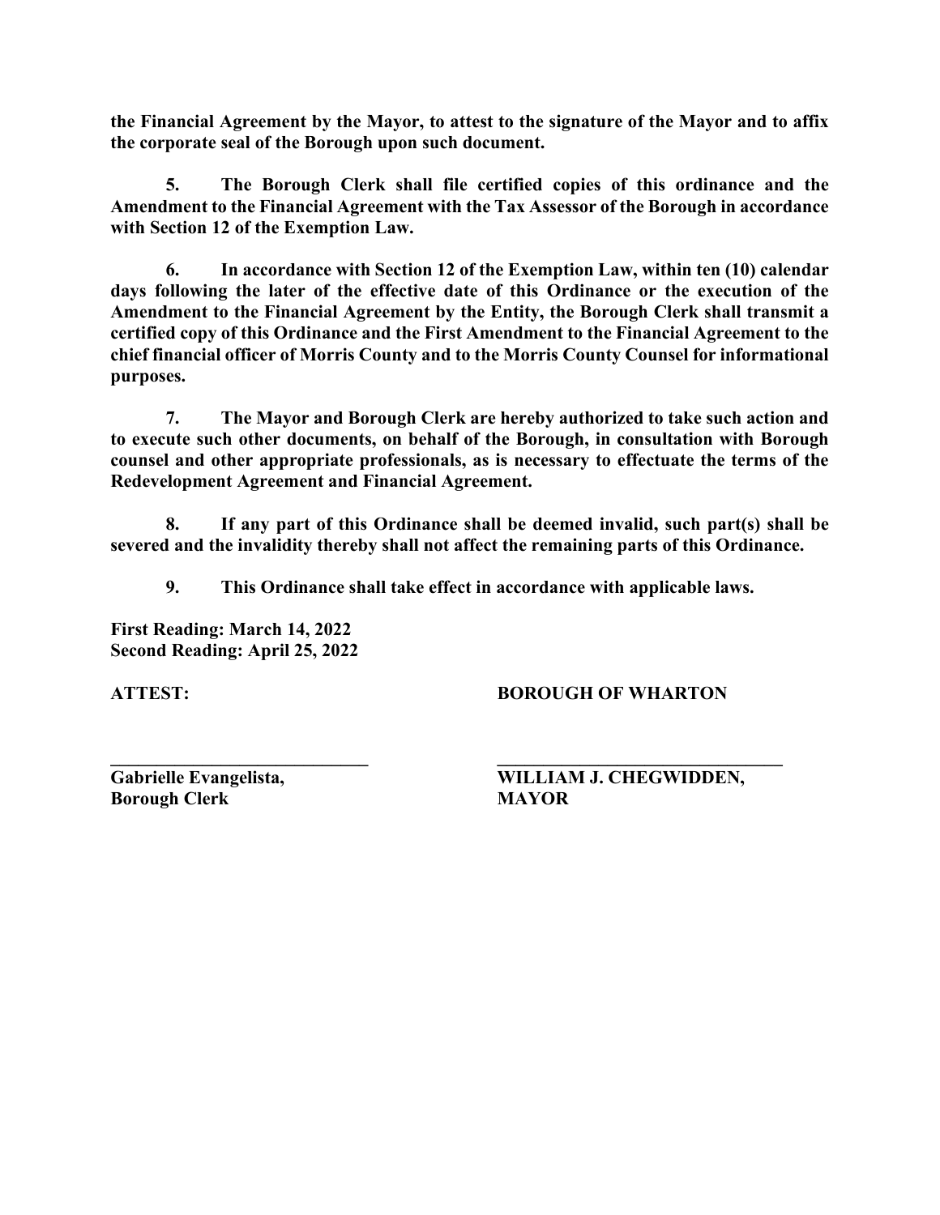**the Financial Agreement by the Mayor, to attest to the signature of the Mayor and to affix the corporate seal of the Borough upon such document.**

**5. The Borough Clerk shall file certified copies of this ordinance and the Amendment to the Financial Agreement with the Tax Assessor of the Borough in accordance with Section 12 of the Exemption Law.**

**6. In accordance with Section 12 of the Exemption Law, within ten (10) calendar days following the later of the effective date of this Ordinance or the execution of the Amendment to the Financial Agreement by the Entity, the Borough Clerk shall transmit a certified copy of this Ordinance and the First Amendment to the Financial Agreement to the chief financial officer of Morris County and to the Morris County Counsel for informational purposes.**

**7. The Mayor and Borough Clerk are hereby authorized to take such action and to execute such other documents, on behalf of the Borough, in consultation with Borough counsel and other appropriate professionals, as is necessary to effectuate the terms of the Redevelopment Agreement and Financial Agreement.**

**8. If any part of this Ordinance shall be deemed invalid, such part(s) shall be severed and the invalidity thereby shall not affect the remaining parts of this Ordinance.**

**9. This Ordinance shall take effect in accordance with applicable laws.**

**First Reading: March 14, 2022**
**Second Reading: April 25, 2022**

**ATTEST:** **BOROUGH OF WHARTON**

**______________________________**
**Gabrielle Evangelista,**
**Borough Clerk**

**______________________________**
**WILLIAM J. CHEGWIDDEN,**
**MAYOR**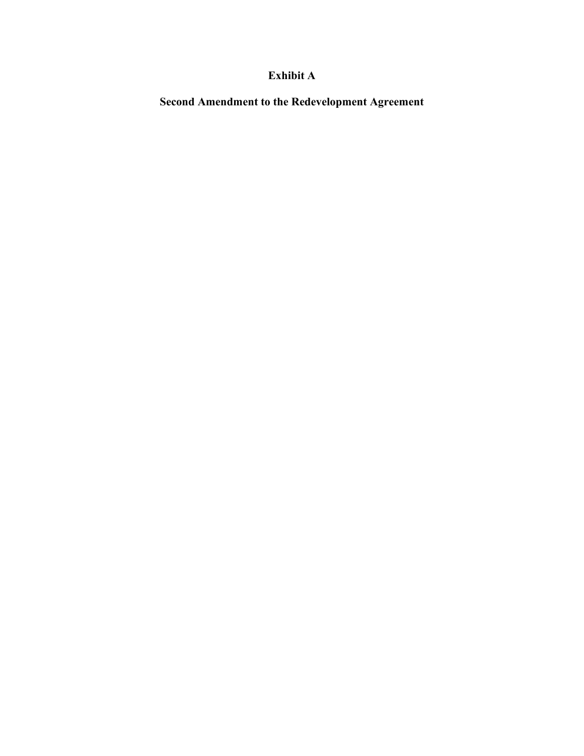# Exhibit A

## Second Amendment to the Redevelopment Agreement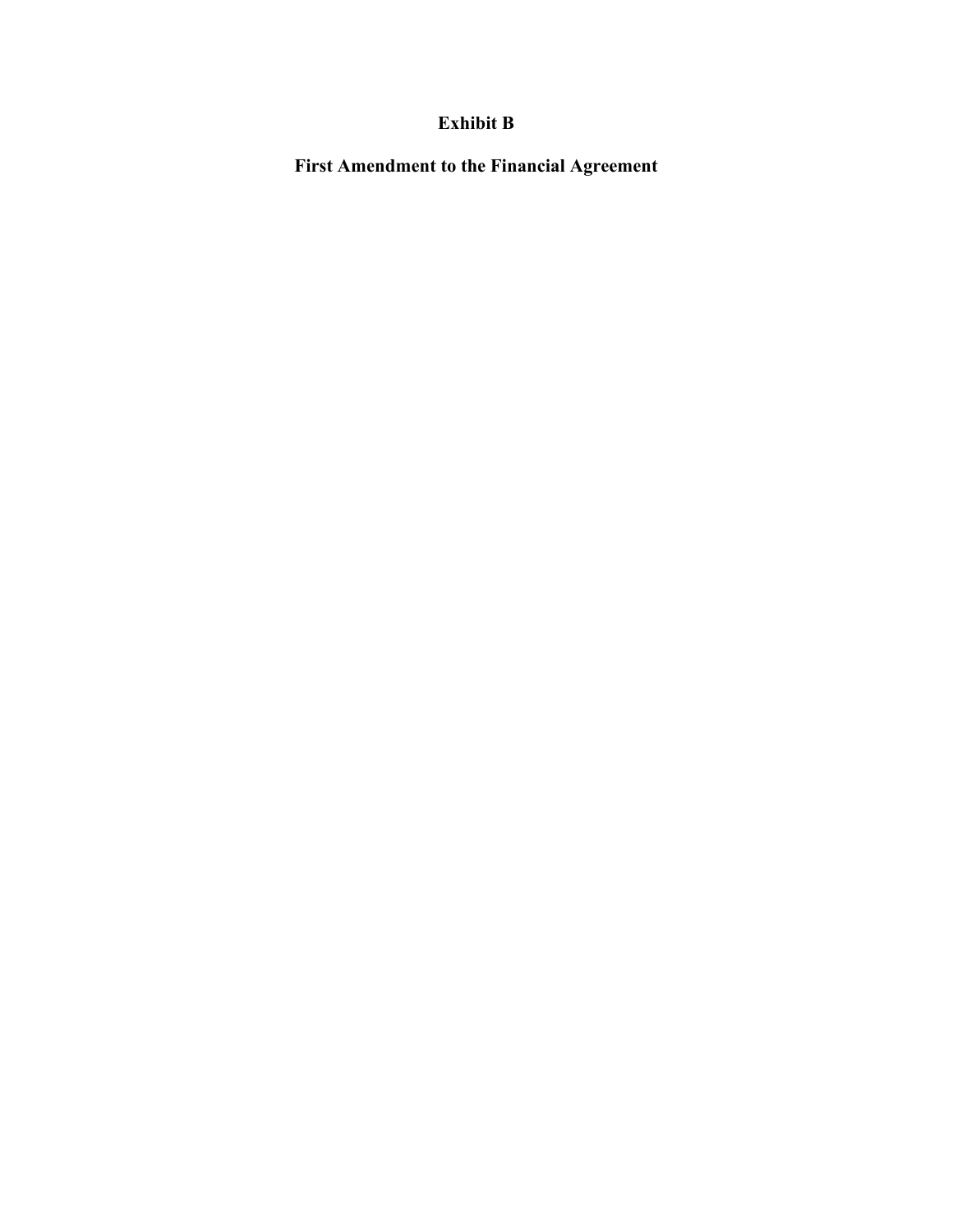# Exhibit B

## First Amendment to the Financial Agreement